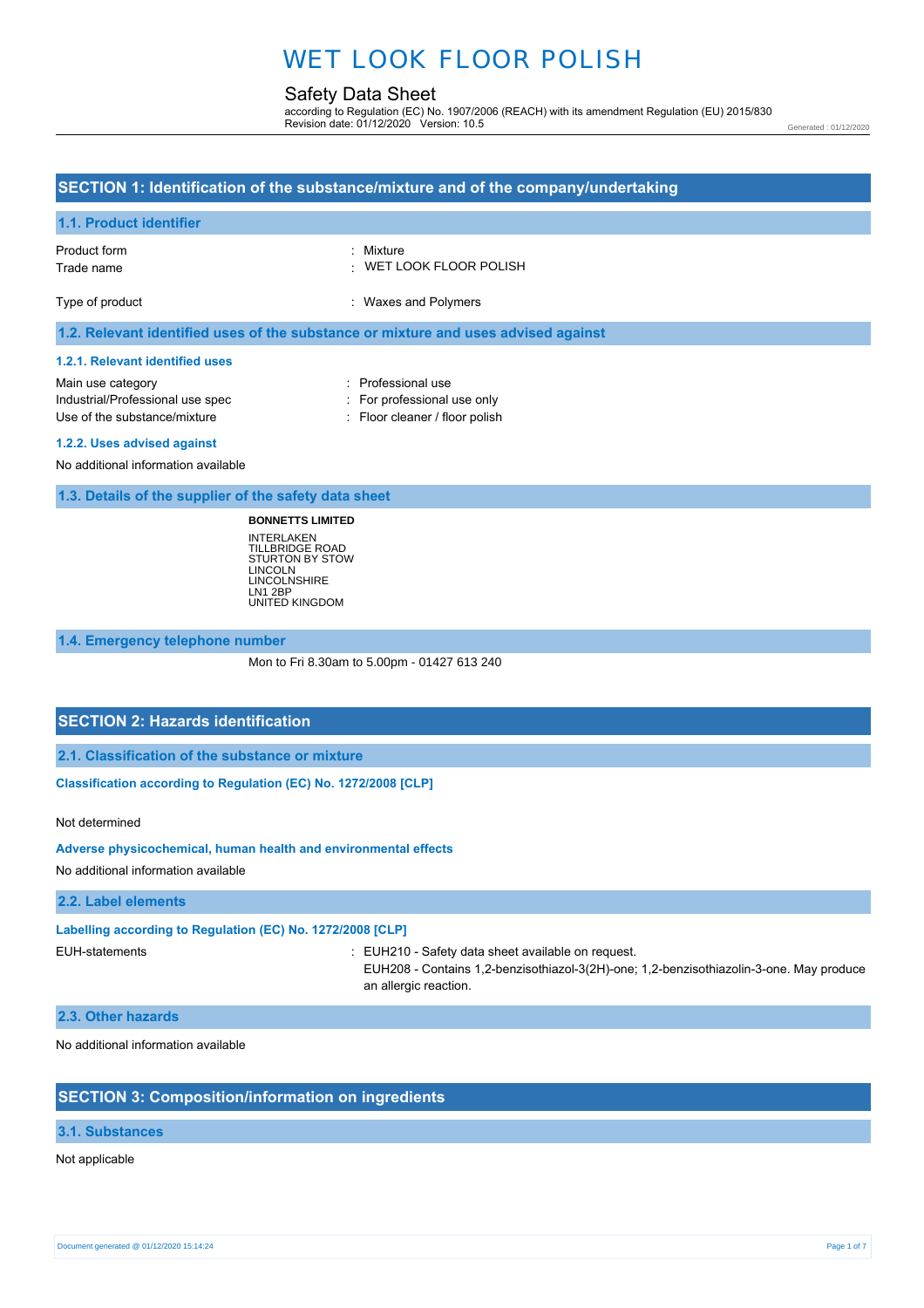# WET LOOK FLOOR POLISH

## Safety Data Sheet

according to Regulation (EC) No. 1907/2006 (REACH) with its amendment Regulation (EU) 2015/830
Revision date: 01/12/2020 Version: 10.5

Generated : 01/12/2020

## SECTION 1: Identification of the substance/mixture and of the company/undertaking

### 1.1. Product identifier

Product form : Mixture
Trade name : WET LOOK FLOOR POLISH

Type of product : Waxes and Polymers

### 1.2. Relevant identified uses of the substance or mixture and uses advised against

#### 1.2.1. Relevant identified uses

Main use category : Professional use
Industrial/Professional use spec : For professional use only
Use of the substance/mixture : Floor cleaner / floor polish

#### 1.2.2. Uses advised against

No additional information available

### 1.3. Details of the supplier of the safety data sheet

**BONNETTS LIMITED**
INTERLAKEN
TILLBRIDGE ROAD
STURTON BY STOW
LINCOLN
LINCOLNSHIRE
LN1 2BP
UNITED KINGDOM

### 1.4. Emergency telephone number

Mon to Fri 8.30am to 5.00pm - 01427 613 240

## SECTION 2: Hazards identification

### 2.1. Classification of the substance or mixture

**Classification according to Regulation (EC) No. 1272/2008 [CLP]**

Not determined

**Adverse physicochemical, human health and environmental effects**

No additional information available

### 2.2. Label elements

**Labelling according to Regulation (EC) No. 1272/2008 [CLP]**

EUH-statements : EUH210 - Safety data sheet available on request.
EUH208 - Contains 1,2-benzisothiazol-3(2H)-one; 1,2-benzisothiazolin-3-one. May produce an allergic reaction.

### 2.3. Other hazards

No additional information available

## SECTION 3: Composition/information on ingredients

### 3.1. Substances

Not applicable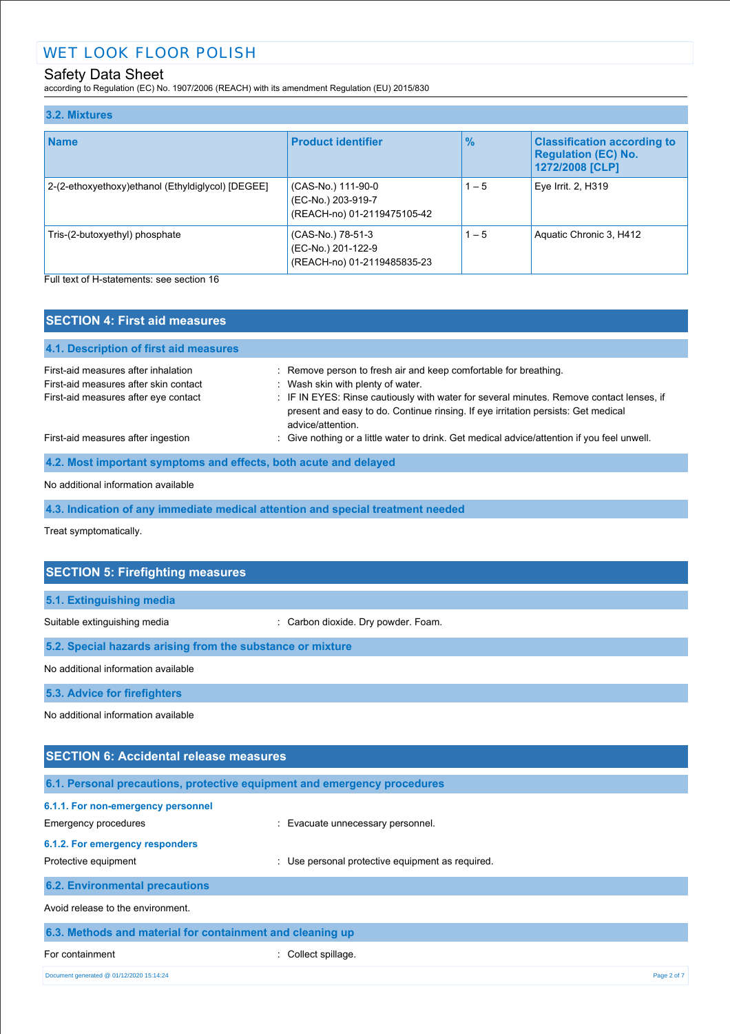### 3.2. Mixtures

| Name | Product identifier | % | Classification according to Regulation (EC) No. 1272/2008 [CLP] |
|---|---|---|---|
| 2-(2-ethoxyethoxy)ethanol (Ethyldiglycol) [DEGEE] | (CAS-No.) 111-90-0<br>(EC-No.) 203-919-7<br>(REACH-no) 01-2119475105-42 | 1 – 5 | Eye Irrit. 2, H319 |
| Tris-(2-butoxyethyl) phosphate | (CAS-No.) 78-51-3<br>(EC-No.) 201-122-9<br>(REACH-no) 01-2119485835-23 | 1 – 5 | Aquatic Chronic 3, H412 |

Full text of H-statements: see section 16

## SECTION 4: First aid measures

### 4.1. Description of first aid measures

First-aid measures after inhalation : Remove person to fresh air and keep comfortable for breathing.

First-aid measures after skin contact : Wash skin with plenty of water.

First-aid measures after eye contact : IF IN EYES: Rinse cautiously with water for several minutes. Remove contact lenses, if present and easy to do. Continue rinsing. If eye irritation persists: Get medical advice/attention.

First-aid measures after ingestion : Give nothing or a little water to drink. Get medical advice/attention if you feel unwell.

### 4.2. Most important symptoms and effects, both acute and delayed

No additional information available

### 4.3. Indication of any immediate medical attention and special treatment needed

Treat symptomatically.

## SECTION 5: Firefighting measures

### 5.1. Extinguishing media

Suitable extinguishing media : Carbon dioxide. Dry powder. Foam.

### 5.2. Special hazards arising from the substance or mixture

No additional information available

### 5.3. Advice for firefighters

No additional information available

## SECTION 6: Accidental release measures

### 6.1. Personal precautions, protective equipment and emergency procedures

#### 6.1.1. For non-emergency personnel

Emergency procedures : Evacuate unnecessary personnel.

#### 6.1.2. For emergency responders

Protective equipment : Use personal protective equipment as required.

### 6.2. Environmental precautions

Avoid release to the environment.

### 6.3. Methods and material for containment and cleaning up

For containment : Collect spillage.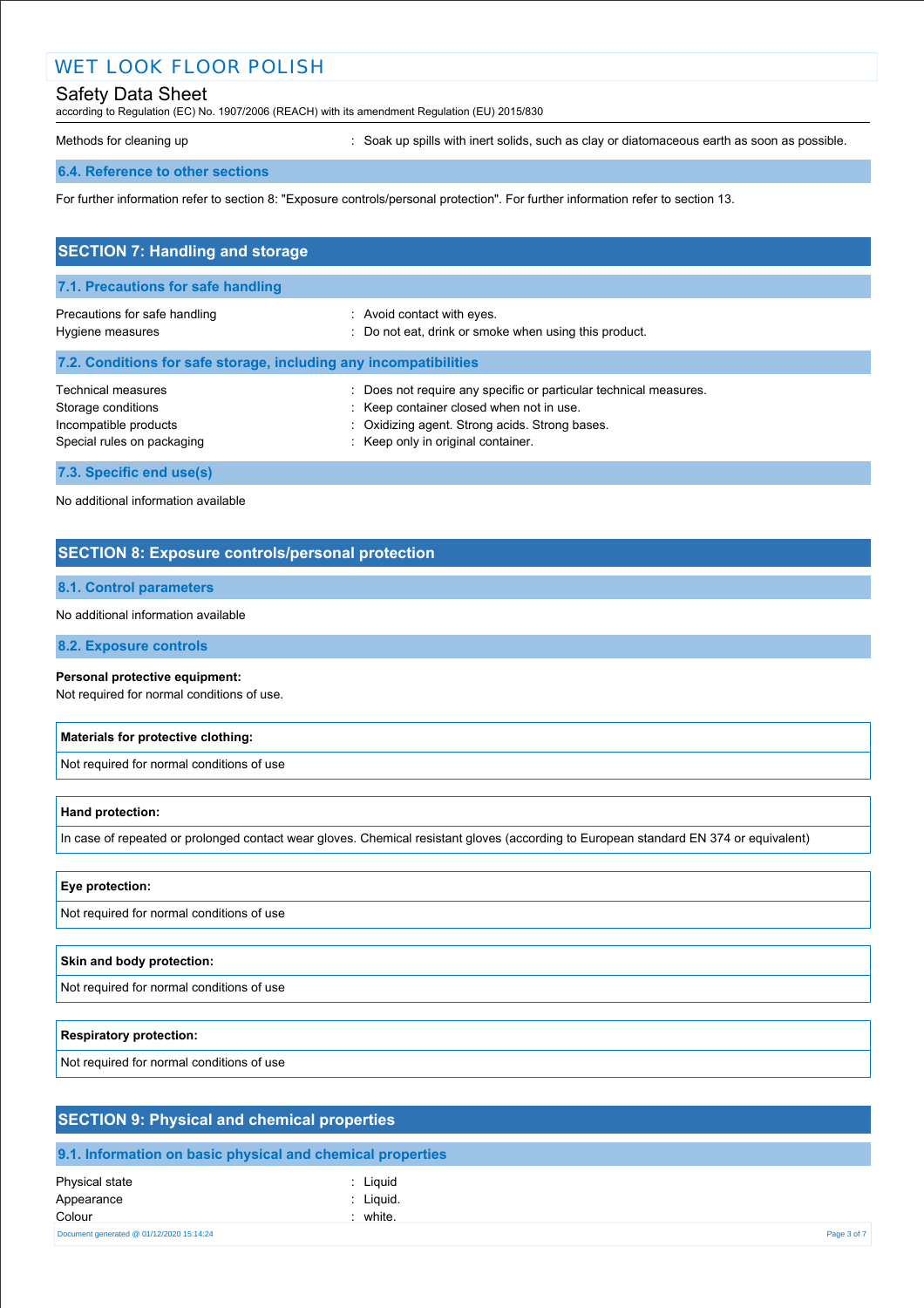| | | |
|---|---|---|
| Methods for cleaning up | : | Soak up spills with inert solids, such as clay or diatomaceous earth as soon as possible. |

### 6.4. Reference to other sections

For further information refer to section 8: "Exposure controls/personal protection". For further information refer to section 13.

## SECTION 7: Handling and storage

### 7.1. Precautions for safe handling

| | | |
|---|---|---|
| Precautions for safe handling | : | Avoid contact with eyes. |
| Hygiene measures | : | Do not eat, drink or smoke when using this product. |

### 7.2. Conditions for safe storage, including any incompatibilities

| | | |
|---|---|---|
| Technical measures | : | Does not require any specific or particular technical measures. |
| Storage conditions | : | Keep container closed when not in use. |
| Incompatible products | : | Oxidizing agent. Strong acids. Strong bases. |
| Special rules on packaging | : | Keep only in original container. |

### 7.3. Specific end use(s)

No additional information available

## SECTION 8: Exposure controls/personal protection

### 8.1. Control parameters

No additional information available

### 8.2. Exposure controls

**Personal protective equipment:**
Not required for normal conditions of use.

| **Materials for protective clothing:** |
|---|
| Not required for normal conditions of use |

| **Hand protection:** |
|---|
| In case of repeated or prolonged contact wear gloves. Chemical resistant gloves (according to European standard EN 374 or equivalent) |

| **Eye protection:** |
|---|
| Not required for normal conditions of use |

| **Skin and body protection:** |
|---|
| Not required for normal conditions of use |

| **Respiratory protection:** |
|---|
| Not required for normal conditions of use |

## SECTION 9: Physical and chemical properties

### 9.1. Information on basic physical and chemical properties

| | | |
|---|---|---|
| Physical state | : | Liquid |
| Appearance | : | Liquid. |
| Colour | : | white. |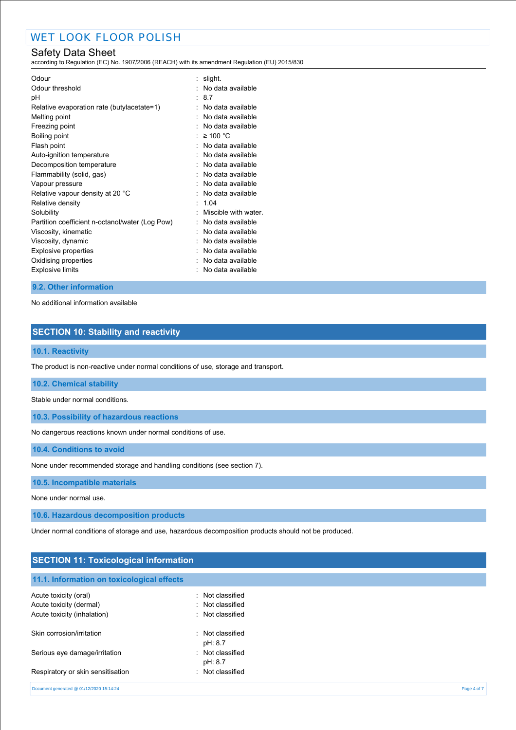| | |
|---|---|
| Odour | : slight. |
| Odour threshold | : No data available |
| pH | : 8.7 |
| Relative evaporation rate (butylacetate=1) | : No data available |
| Melting point | : No data available |
| Freezing point | : No data available |
| Boiling point | : ≥ 100 °C |
| Flash point | : No data available |
| Auto-ignition temperature | : No data available |
| Decomposition temperature | : No data available |
| Flammability (solid, gas) | : No data available |
| Vapour pressure | : No data available |
| Relative vapour density at 20 °C | : No data available |
| Relative density | : 1.04 |
| Solubility | : Miscible with water. |
| Partition coefficient n-octanol/water (Log Pow) | : No data available |
| Viscosity, kinematic | : No data available |
| Viscosity, dynamic | : No data available |
| Explosive properties | : No data available |
| Oxidising properties | : No data available |
| Explosive limits | : No data available |

### 9.2. Other information

No additional information available

## SECTION 10: Stability and reactivity

### 10.1. Reactivity

The product is non-reactive under normal conditions of use, storage and transport.

### 10.2. Chemical stability

Stable under normal conditions.

### 10.3. Possibility of hazardous reactions

No dangerous reactions known under normal conditions of use.

### 10.4. Conditions to avoid

None under recommended storage and handling conditions (see section 7).

### 10.5. Incompatible materials

None under normal use.

### 10.6. Hazardous decomposition products

Under normal conditions of storage and use, hazardous decomposition products should not be produced.

## SECTION 11: Toxicological information

### 11.1. Information on toxicological effects

| | |
|---|---|
| Acute toxicity (oral) | : Not classified |
| Acute toxicity (dermal) | : Not classified |
| Acute toxicity (inhalation) | : Not classified |
| Skin corrosion/irritation | : Not classified<br>pH: 8.7 |
| Serious eye damage/irritation | : Not classified<br>pH: 8.7 |
| Respiratory or skin sensitisation | : Not classified |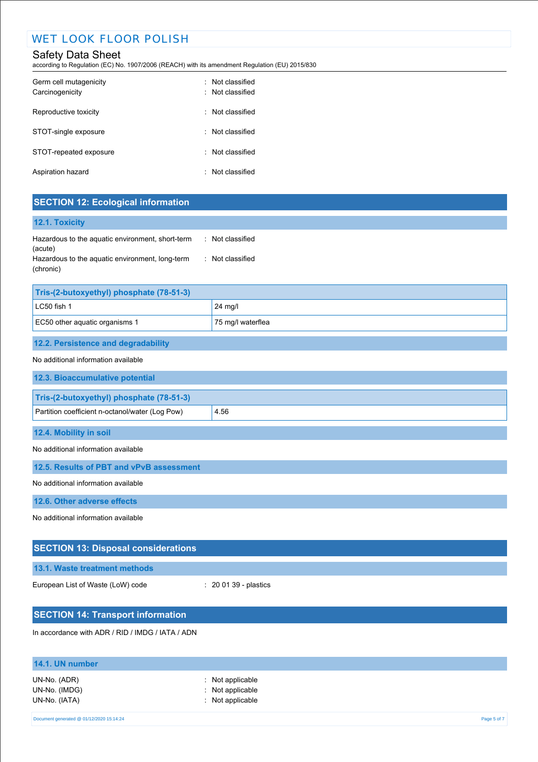| | |
|---|---|
| Germ cell mutagenicity | : Not classified |
| Carcinogenicity | : Not classified |
| Reproductive toxicity | : Not classified |
| STOT-single exposure | : Not classified |
| STOT-repeated exposure | : Not classified |
| Aspiration hazard | : Not classified |

## SECTION 12: Ecological information

### 12.1. Toxicity

| | |
|---|---|
| Hazardous to the aquatic environment, short-term (acute) | : Not classified |
| Hazardous to the aquatic environment, long-term (chronic) | : Not classified |

| Tris-(2-butoxyethyl) phosphate (78-51-3) | |
|---|---|
| LC50 fish 1 | 24 mg/l |
| EC50 other aquatic organisms 1 | 75 mg/l waterflea |

### 12.2. Persistence and degradability

No additional information available

### 12.3. Bioaccumulative potential

| Tris-(2-butoxyethyl) phosphate (78-51-3) | |
|---|---|
| Partition coefficient n-octanol/water (Log Pow) | 4.56 |

### 12.4. Mobility in soil

No additional information available

### 12.5. Results of PBT and vPvB assessment

No additional information available

### 12.6. Other adverse effects

No additional information available

## SECTION 13: Disposal considerations

### 13.1. Waste treatment methods

European List of Waste (LoW) code : 20 01 39 - plastics

## SECTION 14: Transport information

In accordance with ADR / RID / IMDG / IATA / ADN

### 14.1. UN number

| | |
|---|---|
| UN-No. (ADR) | : Not applicable |
| UN-No. (IMDG) | : Not applicable |
| UN-No. (IATA) | : Not applicable |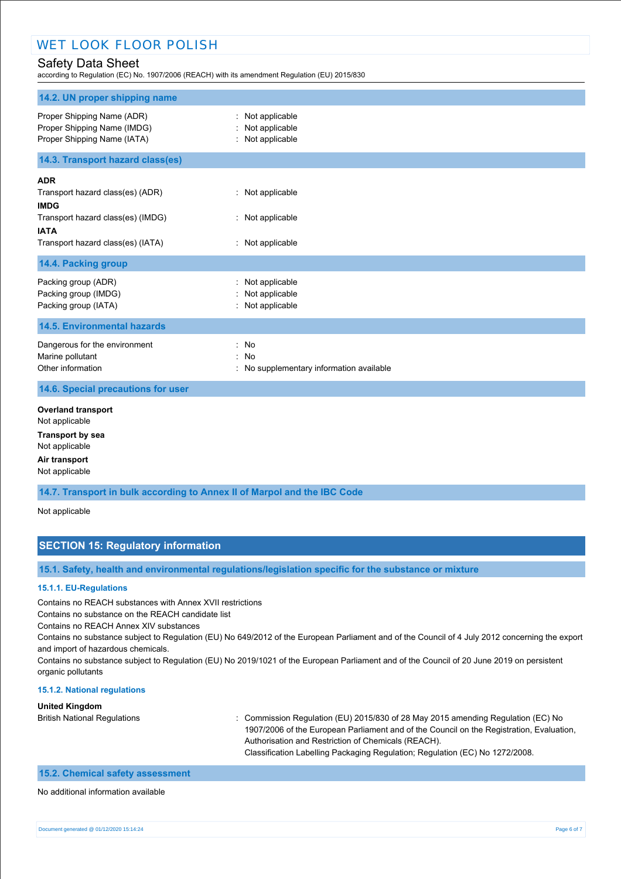### 14.2. UN proper shipping name

| | |
|---|---|
| Proper Shipping Name (ADR) | : Not applicable |
| Proper Shipping Name (IMDG) | : Not applicable |
| Proper Shipping Name (IATA) | : Not applicable |

### 14.3. Transport hazard class(es)

**ADR**

| | |
|---|---|
| Transport hazard class(es) (ADR) | : Not applicable |

**IMDG**

| | |
|---|---|
| Transport hazard class(es) (IMDG) | : Not applicable |

**IATA**

| | |
|---|---|
| Transport hazard class(es) (IATA) | : Not applicable |

### 14.4. Packing group

| | |
|---|---|
| Packing group (ADR) | : Not applicable |
| Packing group (IMDG) | : Not applicable |
| Packing group (IATA) | : Not applicable |

### 14.5. Environmental hazards

| | |
|---|---|
| Dangerous for the environment | : No |
| Marine pollutant | : No |
| Other information | : No supplementary information available |

### 14.6. Special precautions for user

**Overland transport**

Not applicable

**Transport by sea**

Not applicable

**Air transport**

Not applicable

### 14.7. Transport in bulk according to Annex II of Marpol and the IBC Code

Not applicable

## SECTION 15: Regulatory information

### 15.1. Safety, health and environmental regulations/legislation specific for the substance or mixture

#### 15.1.1. EU-Regulations

Contains no REACH substances with Annex XVII restrictions

Contains no substance on the REACH candidate list

Contains no REACH Annex XIV substances

Contains no substance subject to Regulation (EU) No 649/2012 of the European Parliament and of the Council of 4 July 2012 concerning the export and import of hazardous chemicals.

Contains no substance subject to Regulation (EU) No 2019/1021 of the European Parliament and of the Council of 20 June 2019 on persistent organic pollutants

#### 15.1.2. National regulations

**United Kingdom**

| | |
|---|---|
| British National Regulations | : Commission Regulation (EU) 2015/830 of 28 May 2015 amending Regulation (EC) No 1907/2006 of the European Parliament and of the Council on the Registration, Evaluation, Authorisation and Restriction of Chemicals (REACH). Classification Labelling Packaging Regulation; Regulation (EC) No 1272/2008. |

### 15.2. Chemical safety assessment

No additional information available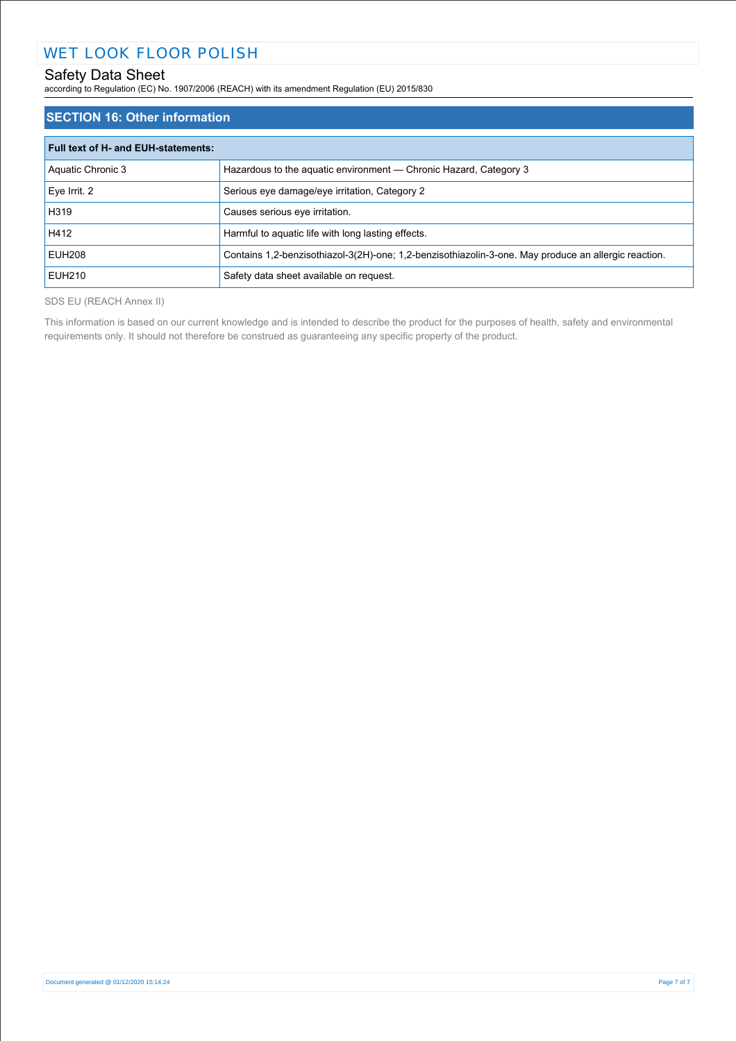## SECTION 16: Other information

| Full text of H- and EUH-statements: | |
|---|---|
| Aquatic Chronic 3 | Hazardous to the aquatic environment — Chronic Hazard, Category 3 |
| Eye Irrit. 2 | Serious eye damage/eye irritation, Category 2 |
| H319 | Causes serious eye irritation. |
| H412 | Harmful to aquatic life with long lasting effects. |
| EUH208 | Contains 1,2-benzisothiazol-3(2H)-one; 1,2-benzisothiazolin-3-one. May produce an allergic reaction. |
| EUH210 | Safety data sheet available on request. |

SDS EU (REACH Annex II)

This information is based on our current knowledge and is intended to describe the product for the purposes of health, safety and environmental requirements only. It should not therefore be construed as guaranteeing any specific property of the product.

Document generated @ 01/12/2020 15:14:24